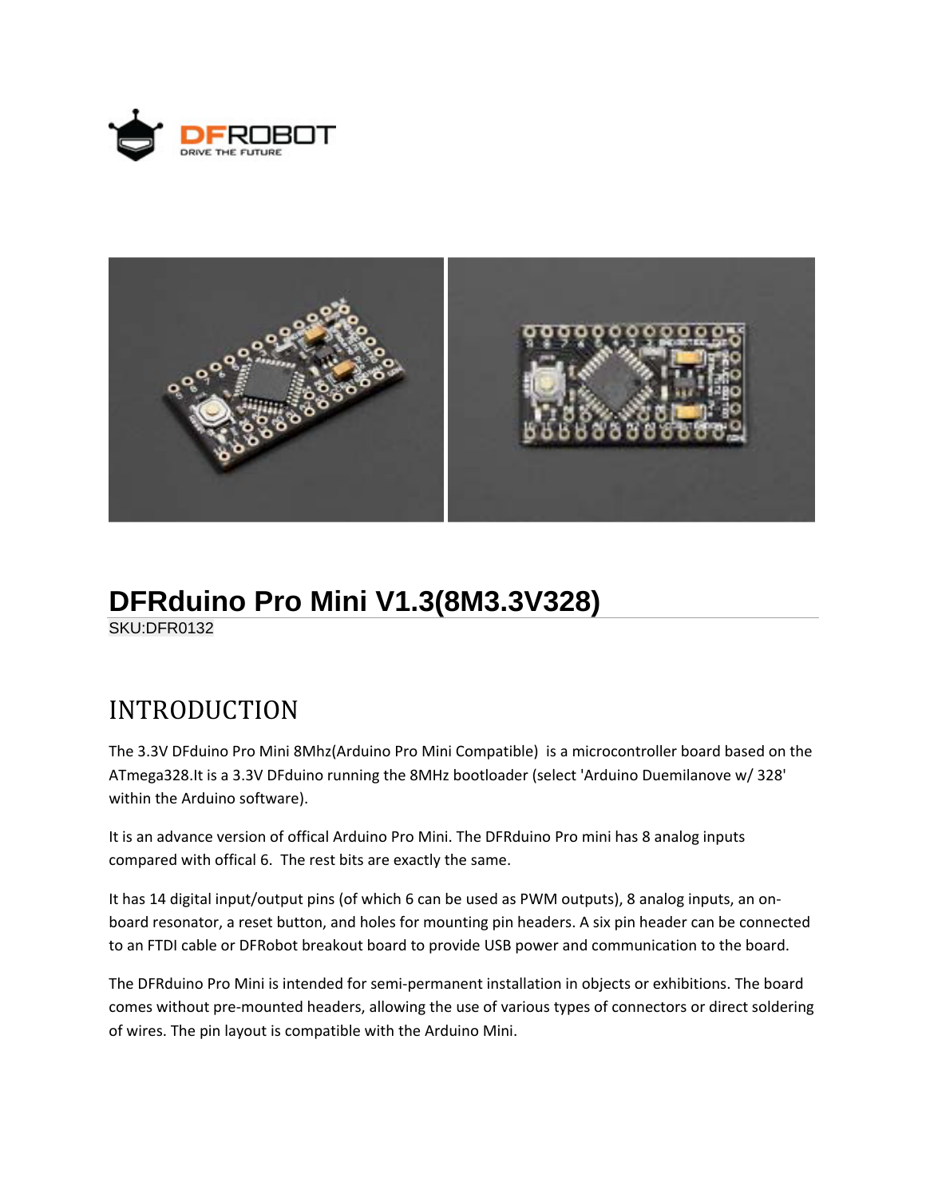# DFRduino Pro Mini V1.3(8M3.3V328)

SKU:DFR0132

## INTRODUCTION

The 3.3V DFduino Pro Mini 8Mhz(Arduino Pro Mini Compatible) is a microcontroller board based on the ATmega328.It is a 3.3V DFduino running the 8MHz bootloader (select 'Arduino Duemilanove w/ 328' within the Arduino software).

It is an advance version of offical Arduino Pro Mini. The DFRduino Pro mini has 8 analog inputs compared with offical 6. The rest bits are exactly the same.

It has 14 digital input/output pins (of which 6 can be used as PWM outputs), 8 analog inputs, an on-board resonator, a reset button, and holes for mounting pin headers. A six pin header can be connected to an FTDI cable or DFRobot breakout board to provide USB power and communication to the board.

The DFRduino Pro Mini is intended for semi-permanent installation in objects or exhibitions. The board comes without pre-mounted headers, allowing the use of various types of connectors or direct soldering of wires. The pin layout is compatible with the Arduino Mini.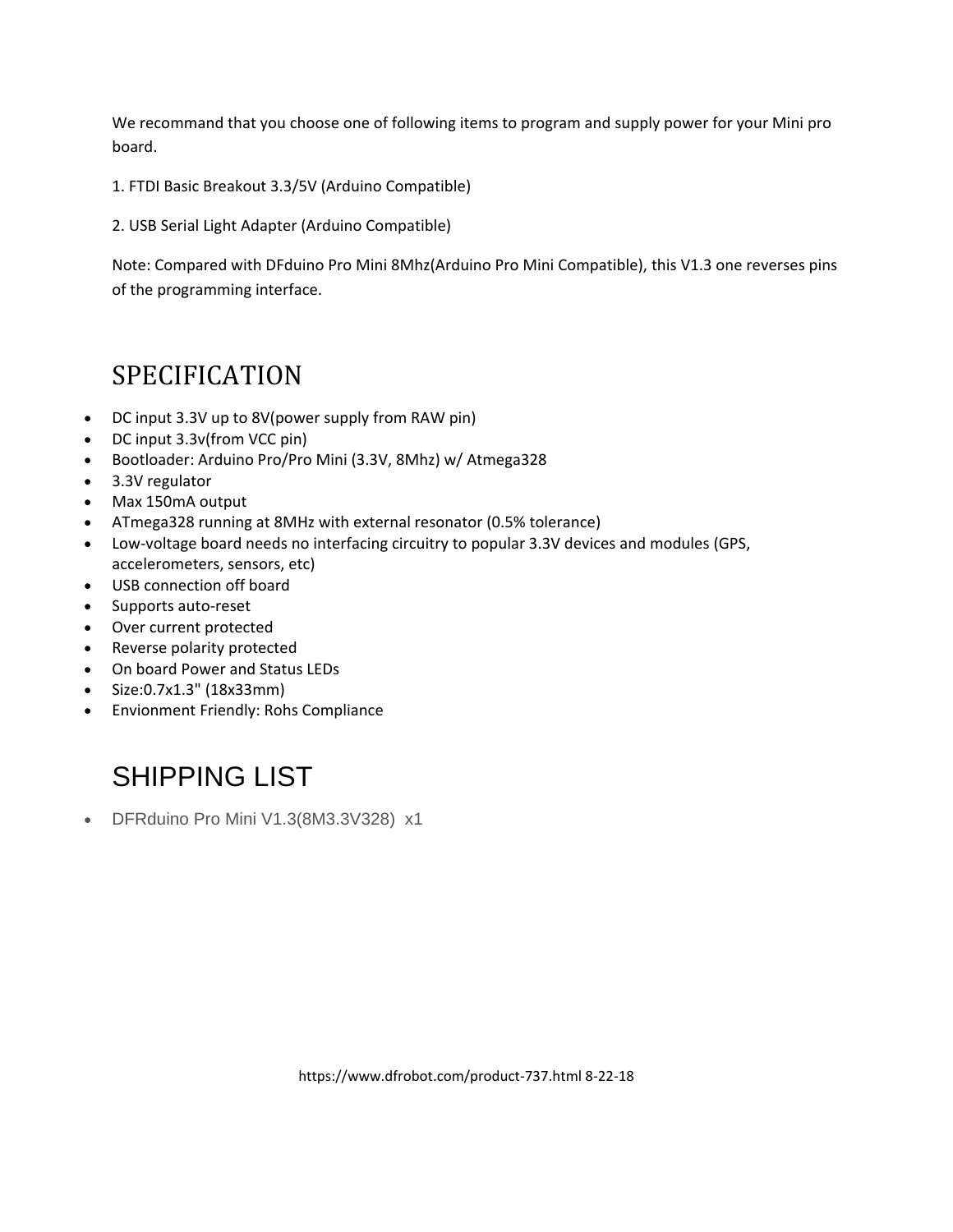We recommand that you choose one of following items to program and supply power for your Mini pro board.

1. FTDI Basic Breakout 3.3/5V (Arduino Compatible)

2. USB Serial Light Adapter (Arduino Compatible)

Note: Compared with DFduino Pro Mini 8Mhz(Arduino Pro Mini Compatible), this V1.3 one reverses pins of the programming interface.

## SPECIFICATION

- DC input 3.3V up to 8V(power supply from RAW pin)
- DC input 3.3v(from VCC pin)
- Bootloader: Arduino Pro/Pro Mini (3.3V, 8Mhz) w/ Atmega328
- 3.3V regulator
- Max 150mA output
- ATmega328 running at 8MHz with external resonator (0.5% tolerance)
- Low-voltage board needs no interfacing circuitry to popular 3.3V devices and modules (GPS, accelerometers, sensors, etc)
- USB connection off board
- Supports auto-reset
- Over current protected
- Reverse polarity protected
- On board Power and Status LEDs
- Size:0.7x1.3" (18x33mm)
- Envionment Friendly: Rohs Compliance

## SHIPPING LIST

- DFRduino Pro Mini V1.3(8M3.3V328) x1

https://www.dfrobot.com/product-737.html 8-22-18